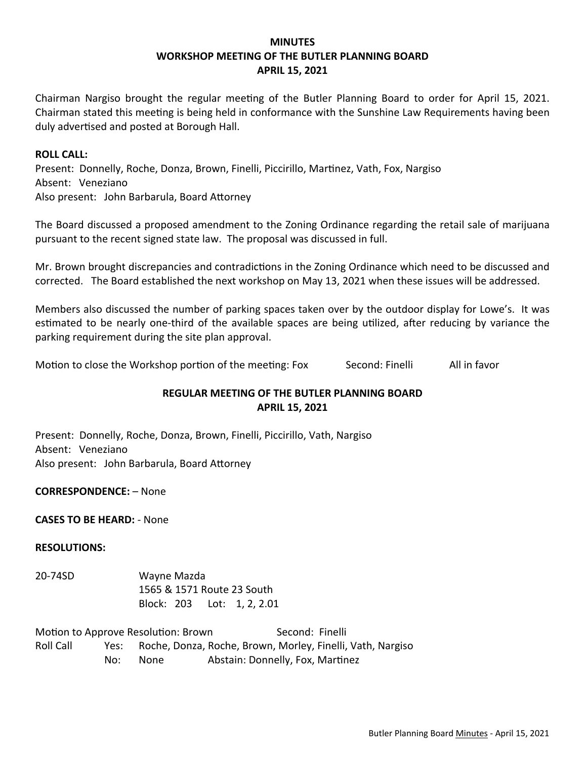# MINUTES
# WORKSHOP MEETING OF THE BUTLER PLANNING BOARD
# APRIL 15, 2021

Chairman Nargiso brought the regular meeting of the Butler Planning Board to order for April 15, 2021. Chairman stated this meeting is being held in conformance with the Sunshine Law Requirements having been duly advertised and posted at Borough Hall.

**ROLL CALL:**
Present: Donnelly, Roche, Donza, Brown, Finelli, Piccirillo, Martinez, Vath, Fox, Nargiso
Absent: Veneziano
Also present: John Barbarula, Board Attorney

The Board discussed a proposed amendment to the Zoning Ordinance regarding the retail sale of marijuana pursuant to the recent signed state law. The proposal was discussed in full.

Mr. Brown brought discrepancies and contradictions in the Zoning Ordinance which need to be discussed and corrected. The Board established the next workshop on May 13, 2021 when these issues will be addressed.

Members also discussed the number of parking spaces taken over by the outdoor display for Lowe's. It was estimated to be nearly one-third of the available spaces are being utilized, after reducing by variance the parking requirement during the site plan approval.

Motion to close the Workshop portion of the meeting: Fox Second: Finelli All in favor

## REGULAR MEETING OF THE BUTLER PLANNING BOARD
## APRIL 15, 2021

Present: Donnelly, Roche, Donza, Brown, Finelli, Piccirillo, Vath, Nargiso
Absent: Veneziano
Also present: John Barbarula, Board Attorney

**CORRESPONDENCE:** – None

**CASES TO BE HEARD:** - None

**RESOLUTIONS:**

20-74SD Wayne Mazda
1565 & 1571 Route 23 South
Block: 203 Lot: 1, 2, 2.01

Motion to Approve Resolution: Brown Second: Finelli
Roll Call Yes: Roche, Donza, Roche, Brown, Morley, Finelli, Vath, Nargiso
No: None Abstain: Donnelly, Fox, Martinez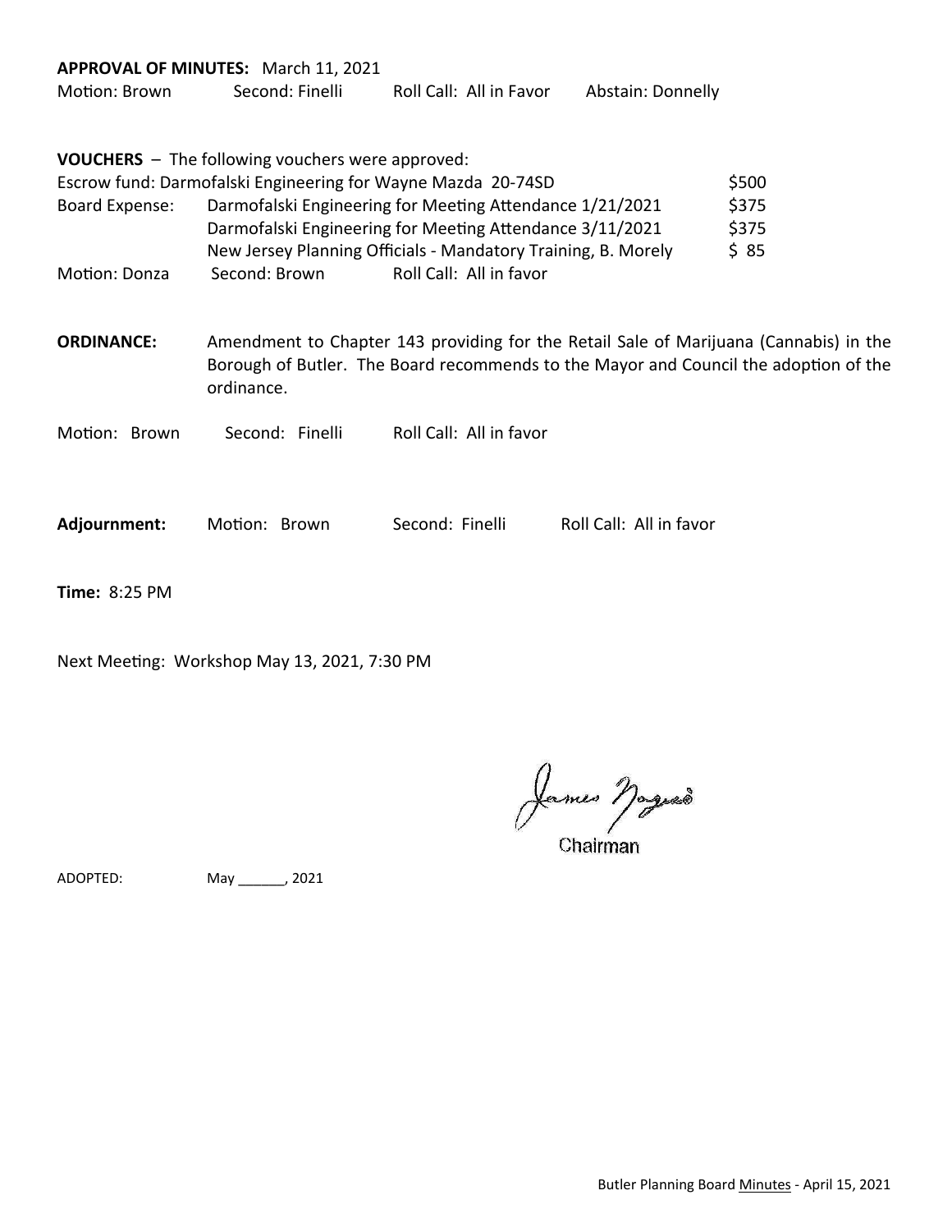**APPROVAL OF MINUTES:** March 11, 2021

Motion: Brown     Second: Finelli     Roll Call: All in Favor     Abstain: Donnelly

**VOUCHERS** – The following vouchers were approved:

| | | |
|---|---|---|
| Escrow fund: | Darmofalski Engineering for Wayne Mazda 20-74SD | $500 |
| Board Expense: | Darmofalski Engineering for Meeting Attendance 1/21/2021 | $375 |
| | Darmofalski Engineering for Meeting Attendance 3/11/2021 | $375 |
| | New Jersey Planning Officials - Mandatory Training, B. Morely | $ 85 |

Motion: Donza     Second: Brown     Roll Call: All in favor

**ORDINANCE:** Amendment to Chapter 143 providing for the Retail Sale of Marijuana (Cannabis) in the Borough of Butler. The Board recommends to the Mayor and Council the adoption of the ordinance.

Motion: Brown     Second: Finelli     Roll Call: All in favor

**Adjournment:** Motion: Brown     Second: Finelli     Roll Call: All in favor

**Time:** 8:25 PM

Next Meeting: Workshop May 13, 2021, 7:30 PM

James Nagusi

Chairman

ADOPTED: May ______, 2021